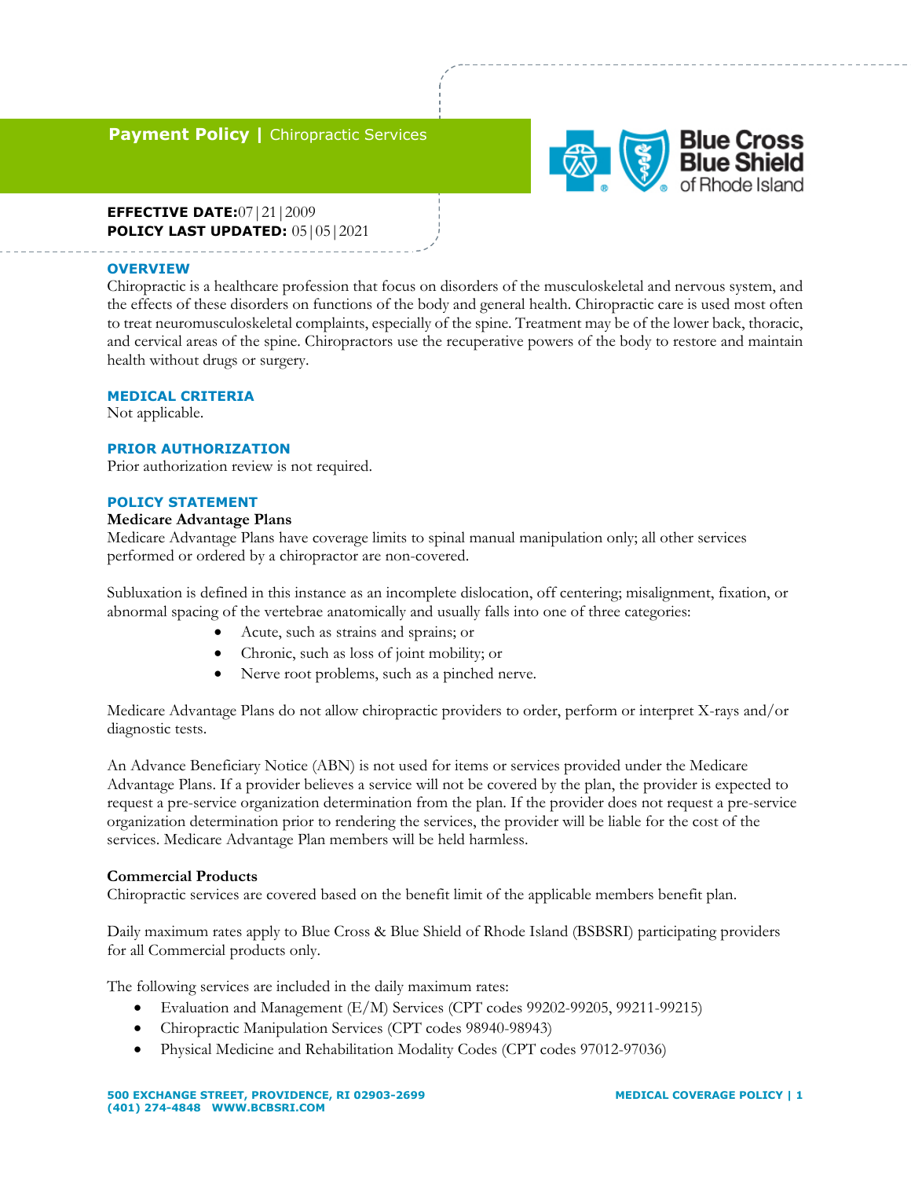**Payment Policy | Chiropractic Services**

Blue Cross Blue Shield of Rhode Island

**EFFECTIVE DATE:** 07|21|2009
**POLICY LAST UPDATED:** 05|05|2021

## OVERVIEW

Chiropractic is a healthcare profession that focus on disorders of the musculoskeletal and nervous system, and the effects of these disorders on functions of the body and general health. Chiropractic care is used most often to treat neuromusculoskeletal complaints, especially of the spine. Treatment may be of the lower back, thoracic, and cervical areas of the spine. Chiropractors use the recuperative powers of the body to restore and maintain health without drugs or surgery.

## MEDICAL CRITERIA

Not applicable.

## PRIOR AUTHORIZATION

Prior authorization review is not required.

## POLICY STATEMENT

**Medicare Advantage Plans**

Medicare Advantage Plans have coverage limits to spinal manual manipulation only; all other services performed or ordered by a chiropractor are non-covered.

Subluxation is defined in this instance as an incomplete dislocation, off centering; misalignment, fixation, or abnormal spacing of the vertebrae anatomically and usually falls into one of three categories:

- Acute, such as strains and sprains; or
- Chronic, such as loss of joint mobility; or
- Nerve root problems, such as a pinched nerve.

Medicare Advantage Plans do not allow chiropractic providers to order, perform or interpret X-rays and/or diagnostic tests.

An Advance Beneficiary Notice (ABN) is not used for items or services provided under the Medicare Advantage Plans. If a provider believes a service will not be covered by the plan, the provider is expected to request a pre-service organization determination from the plan. If the provider does not request a pre-service organization determination prior to rendering the services, the provider will be liable for the cost of the services. Medicare Advantage Plan members will be held harmless.

**Commercial Products**

Chiropractic services are covered based on the benefit limit of the applicable members benefit plan.

Daily maximum rates apply to Blue Cross & Blue Shield of Rhode Island (BSBSRI) participating providers for all Commercial products only.

The following services are included in the daily maximum rates:

- Evaluation and Management (E/M) Services (CPT codes 99202-99205, 99211-99215)
- Chiropractic Manipulation Services (CPT codes 98940-98943)
- Physical Medicine and Rehabilitation Modality Codes (CPT codes 97012-97036)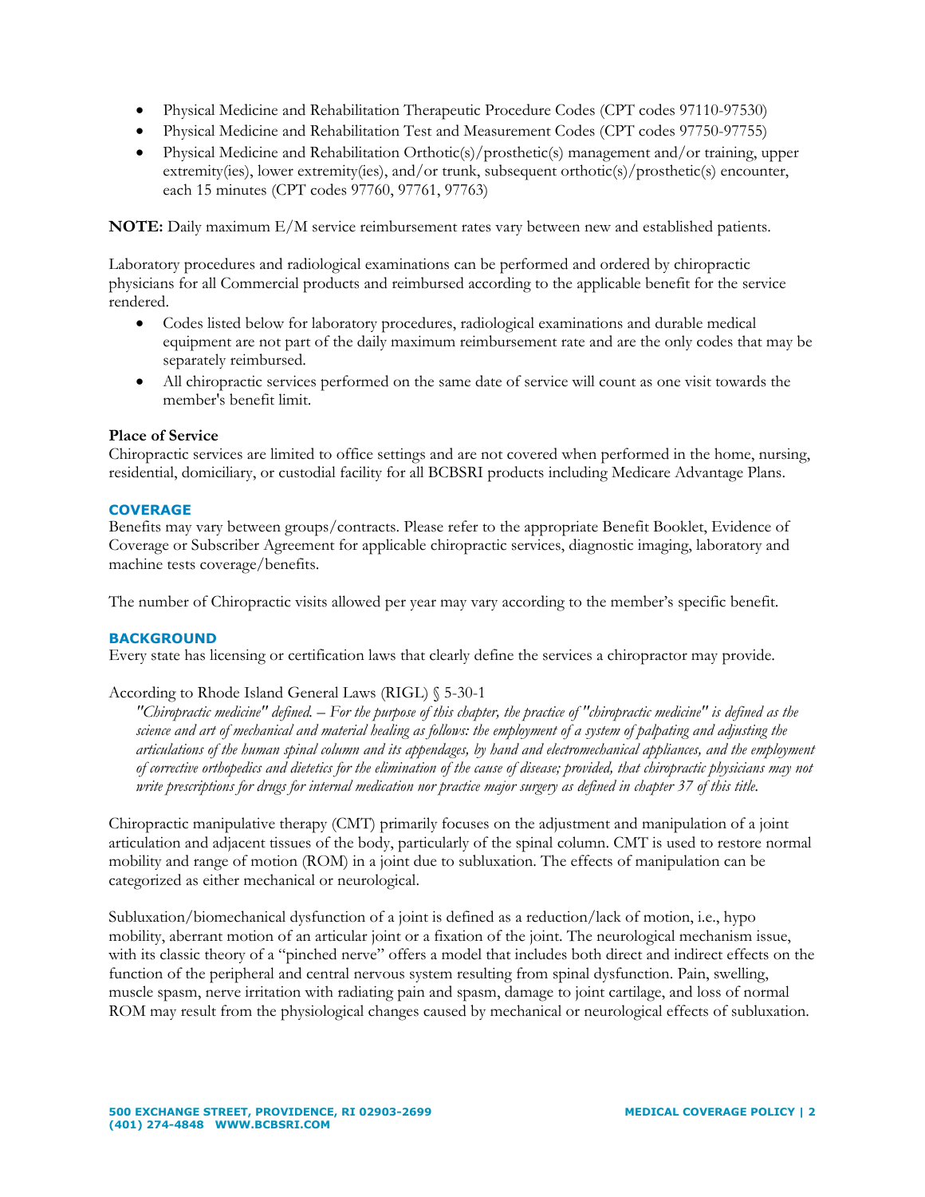- Physical Medicine and Rehabilitation Therapeutic Procedure Codes (CPT codes 97110-97530)
- Physical Medicine and Rehabilitation Test and Measurement Codes (CPT codes 97750-97755)
- Physical Medicine and Rehabilitation Orthotic(s)/prosthetic(s) management and/or training, upper extremity(ies), lower extremity(ies), and/or trunk, subsequent orthotic(s)/prosthetic(s) encounter, each 15 minutes (CPT codes 97760, 97761, 97763)

**NOTE:** Daily maximum E/M service reimbursement rates vary between new and established patients.

Laboratory procedures and radiological examinations can be performed and ordered by chiropractic physicians for all Commercial products and reimbursed according to the applicable benefit for the service rendered.

- Codes listed below for laboratory procedures, radiological examinations and durable medical equipment are not part of the daily maximum reimbursement rate and are the only codes that may be separately reimbursed.
- All chiropractic services performed on the same date of service will count as one visit towards the member's benefit limit.

**Place of Service**

Chiropractic services are limited to office settings and are not covered when performed in the home, nursing, residential, domiciliary, or custodial facility for all BCBSRI products including Medicare Advantage Plans.

## COVERAGE

Benefits may vary between groups/contracts. Please refer to the appropriate Benefit Booklet, Evidence of Coverage or Subscriber Agreement for applicable chiropractic services, diagnostic imaging, laboratory and machine tests coverage/benefits.

The number of Chiropractic visits allowed per year may vary according to the member's specific benefit.

## BACKGROUND

Every state has licensing or certification laws that clearly define the services a chiropractor may provide.

According to Rhode Island General Laws (RIGL) § 5-30-1

> *"Chiropractic medicine" defined. – For the purpose of this chapter, the practice of "chiropractic medicine" is defined as the science and art of mechanical and material healing as follows: the employment of a system of palpating and adjusting the articulations of the human spinal column and its appendages, by hand and electromechanical appliances, and the employment of corrective orthopedics and dietetics for the elimination of the cause of disease; provided, that chiropractic physicians may not write prescriptions for drugs for internal medication nor practice major surgery as defined in chapter 37 of this title.*

Chiropractic manipulative therapy (CMT) primarily focuses on the adjustment and manipulation of a joint articulation and adjacent tissues of the body, particularly of the spinal column. CMT is used to restore normal mobility and range of motion (ROM) in a joint due to subluxation. The effects of manipulation can be categorized as either mechanical or neurological.

Subluxation/biomechanical dysfunction of a joint is defined as a reduction/lack of motion, i.e., hypo mobility, aberrant motion of an articular joint or a fixation of the joint. The neurological mechanism issue, with its classic theory of a "pinched nerve" offers a model that includes both direct and indirect effects on the function of the peripheral and central nervous system resulting from spinal dysfunction. Pain, swelling, muscle spasm, nerve irritation with radiating pain and spasm, damage to joint cartilage, and loss of normal ROM may result from the physiological changes caused by mechanical or neurological effects of subluxation.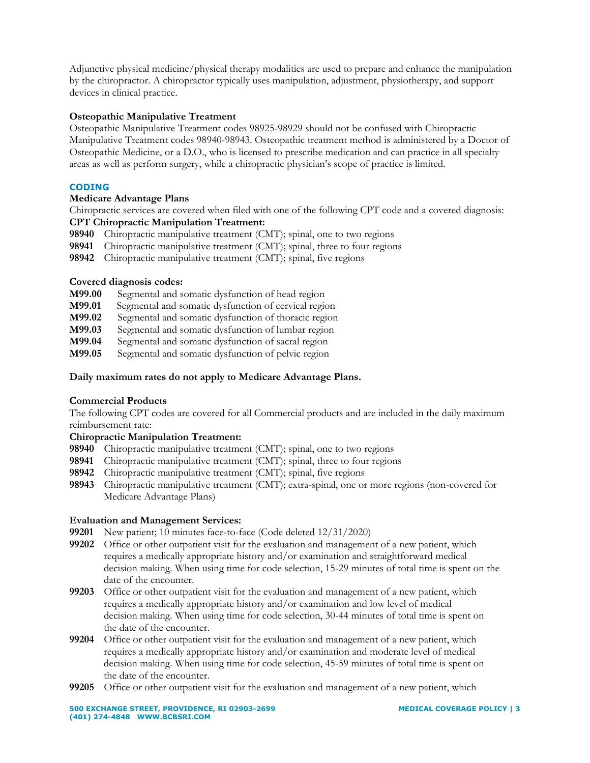Adjunctive physical medicine/physical therapy modalities are used to prepare and enhance the manipulation by the chiropractor. A chiropractor typically uses manipulation, adjustment, physiotherapy, and support devices in clinical practice.

**Osteopathic Manipulative Treatment**

Osteopathic Manipulative Treatment codes 98925-98929 should not be confused with Chiropractic Manipulative Treatment codes 98940-98943. Osteopathic treatment method is administered by a Doctor of Osteopathic Medicine, or a D.O., who is licensed to prescribe medication and can practice in all specialty areas as well as perform surgery, while a chiropractic physician's scope of practice is limited.

## CODING

**Medicare Advantage Plans**

Chiropractic services are covered when filed with one of the following CPT code and a covered diagnosis:

**CPT Chiropractic Manipulation Treatment:**

**98940** Chiropractic manipulative treatment (CMT); spinal, one to two regions
**98941** Chiropractic manipulative treatment (CMT); spinal, three to four regions
**98942** Chiropractic manipulative treatment (CMT); spinal, five regions

**Covered diagnosis codes:**

**M99.00** Segmental and somatic dysfunction of head region
**M99.01** Segmental and somatic dysfunction of cervical region
**M99.02** Segmental and somatic dysfunction of thoracic region
**M99.03** Segmental and somatic dysfunction of lumbar region
**M99.04** Segmental and somatic dysfunction of sacral region
**M99.05** Segmental and somatic dysfunction of pelvic region

**Daily maximum rates do not apply to Medicare Advantage Plans.**

**Commercial Products**

The following CPT codes are covered for all Commercial products and are included in the daily maximum reimbursement rate:

**Chiropractic Manipulation Treatment:**

**98940** Chiropractic manipulative treatment (CMT); spinal, one to two regions
**98941** Chiropractic manipulative treatment (CMT); spinal, three to four regions
**98942** Chiropractic manipulative treatment (CMT); spinal, five regions
**98943** Chiropractic manipulative treatment (CMT); extra-spinal, one or more regions (non-covered for Medicare Advantage Plans)

**Evaluation and Management Services:**

**99201** New patient; 10 minutes face-to-face (Code deleted 12/31/2020)
**99202** Office or other outpatient visit for the evaluation and management of a new patient, which requires a medically appropriate history and/or examination and straightforward medical decision making. When using time for code selection, 15-29 minutes of total time is spent on the date of the encounter.
**99203** Office or other outpatient visit for the evaluation and management of a new patient, which requires a medically appropriate history and/or examination and low level of medical decision making. When using time for code selection, 30-44 minutes of total time is spent on the date of the encounter.
**99204** Office or other outpatient visit for the evaluation and management of a new patient, which requires a medically appropriate history and/or examination and moderate level of medical decision making. When using time for code selection, 45-59 minutes of total time is spent on the date of the encounter.
**99205** Office or other outpatient visit for the evaluation and management of a new patient, which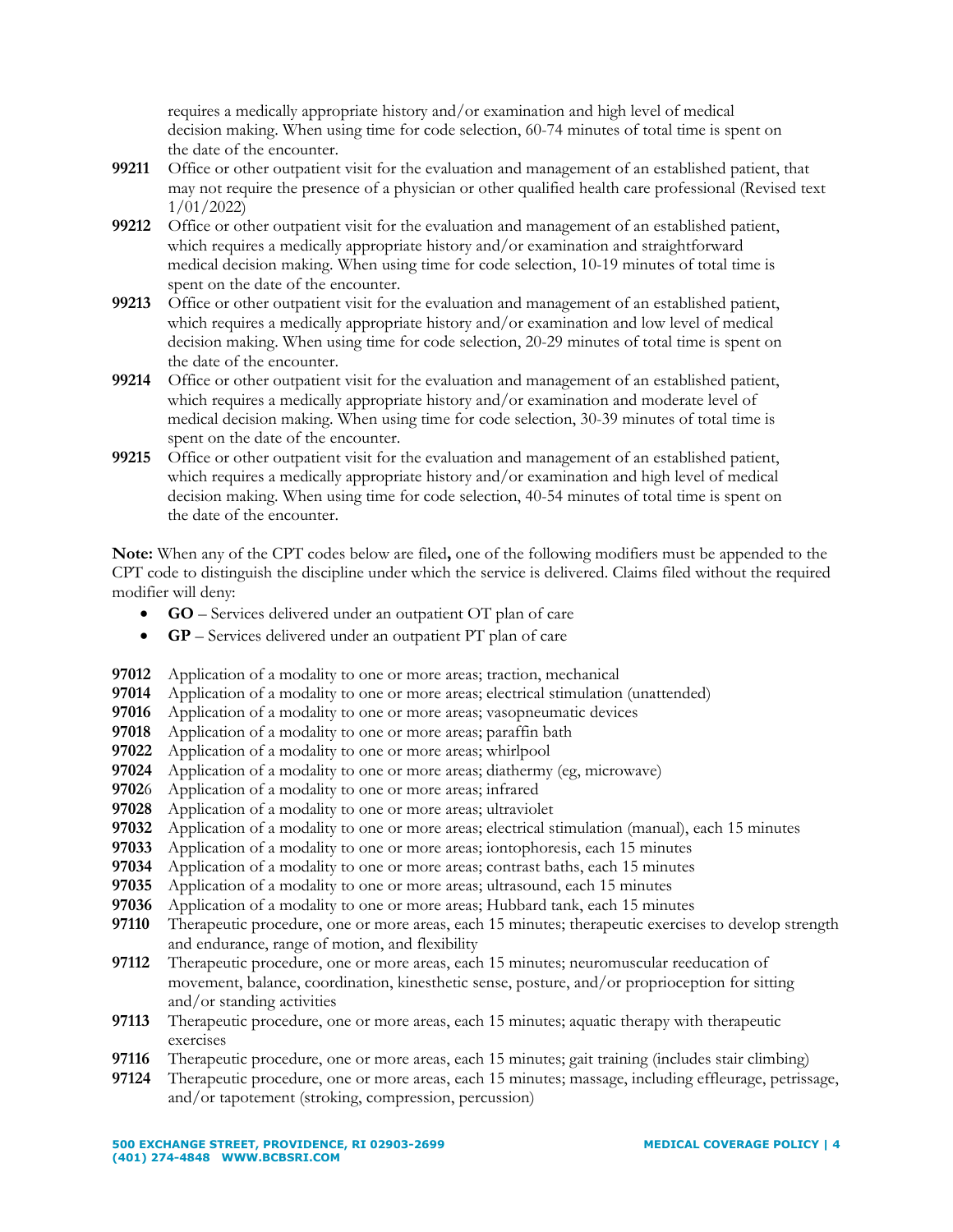requires a medically appropriate history and/or examination and high level of medical decision making. When using time for code selection, 60-74 minutes of total time is spent on the date of the encounter.

**99211** Office or other outpatient visit for the evaluation and management of an established patient, that may not require the presence of a physician or other qualified health care professional (Revised text 1/01/2022)

**99212** Office or other outpatient visit for the evaluation and management of an established patient, which requires a medically appropriate history and/or examination and straightforward medical decision making. When using time for code selection, 10-19 minutes of total time is spent on the date of the encounter.

**99213** Office or other outpatient visit for the evaluation and management of an established patient, which requires a medically appropriate history and/or examination and low level of medical decision making. When using time for code selection, 20-29 minutes of total time is spent on the date of the encounter.

**99214** Office or other outpatient visit for the evaluation and management of an established patient, which requires a medically appropriate history and/or examination and moderate level of medical decision making. When using time for code selection, 30-39 minutes of total time is spent on the date of the encounter.

**99215** Office or other outpatient visit for the evaluation and management of an established patient, which requires a medically appropriate history and/or examination and high level of medical decision making. When using time for code selection, 40-54 minutes of total time is spent on the date of the encounter.

**Note:** When any of the CPT codes below are filed**,** one of the following modifiers must be appended to the CPT code to distinguish the discipline under which the service is delivered. Claims filed without the required modifier will deny:

- **GO** – Services delivered under an outpatient OT plan of care
- **GP** – Services delivered under an outpatient PT plan of care

**97012** Application of a modality to one or more areas; traction, mechanical
**97014** Application of a modality to one or more areas; electrical stimulation (unattended)
**97016** Application of a modality to one or more areas; vasopneumatic devices
**97018** Application of a modality to one or more areas; paraffin bath
**97022** Application of a modality to one or more areas; whirlpool
**97024** Application of a modality to one or more areas; diathermy (eg, microwave)
**9702**6 Application of a modality to one or more areas; infrared
**97028** Application of a modality to one or more areas; ultraviolet
**97032** Application of a modality to one or more areas; electrical stimulation (manual), each 15 minutes
**97033** Application of a modality to one or more areas; iontophoresis, each 15 minutes
**97034** Application of a modality to one or more areas; contrast baths, each 15 minutes
**97035** Application of a modality to one or more areas; ultrasound, each 15 minutes
**97036** Application of a modality to one or more areas; Hubbard tank, each 15 minutes
**97110** Therapeutic procedure, one or more areas, each 15 minutes; therapeutic exercises to develop strength and endurance, range of motion, and flexibility
**97112** Therapeutic procedure, one or more areas, each 15 minutes; neuromuscular reeducation of movement, balance, coordination, kinesthetic sense, posture, and/or proprioception for sitting and/or standing activities
**97113** Therapeutic procedure, one or more areas, each 15 minutes; aquatic therapy with therapeutic exercises
**97116** Therapeutic procedure, one or more areas, each 15 minutes; gait training (includes stair climbing)
**97124** Therapeutic procedure, one or more areas, each 15 minutes; massage, including effleurage, petrissage, and/or tapotement (stroking, compression, percussion)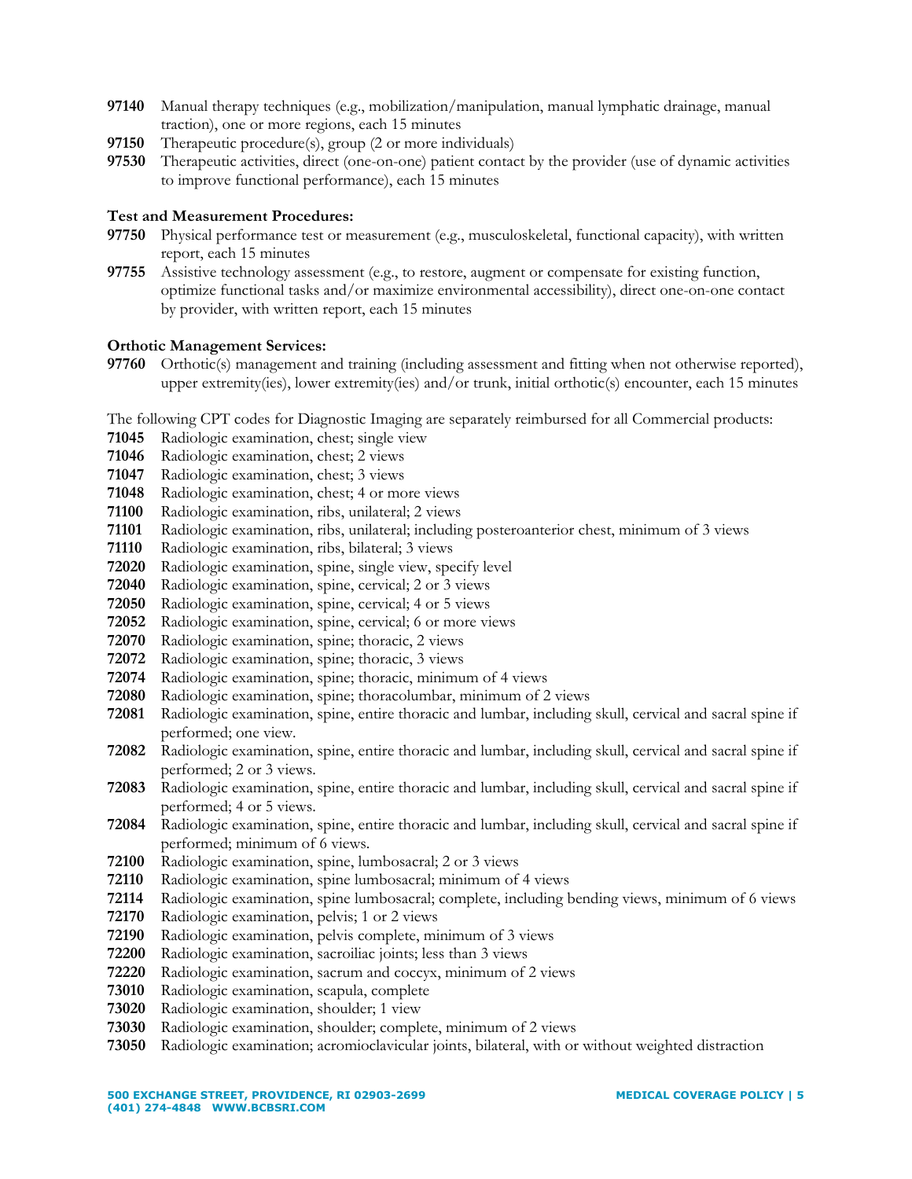**97140** Manual therapy techniques (e.g., mobilization/manipulation, manual lymphatic drainage, manual traction), one or more regions, each 15 minutes
**97150** Therapeutic procedure(s), group (2 or more individuals)
**97530** Therapeutic activities, direct (one-on-one) patient contact by the provider (use of dynamic activities to improve functional performance), each 15 minutes

**Test and Measurement Procedures:**
**97750** Physical performance test or measurement (e.g., musculoskeletal, functional capacity), with written report, each 15 minutes
**97755** Assistive technology assessment (e.g., to restore, augment or compensate for existing function, optimize functional tasks and/or maximize environmental accessibility), direct one-on-one contact by provider, with written report, each 15 minutes

**Orthotic Management Services:**
**97760** Orthotic(s) management and training (including assessment and fitting when not otherwise reported), upper extremity(ies), lower extremity(ies) and/or trunk, initial orthotic(s) encounter, each 15 minutes

The following CPT codes for Diagnostic Imaging are separately reimbursed for all Commercial products:
**71045** Radiologic examination, chest; single view
**71046** Radiologic examination, chest; 2 views
**71047** Radiologic examination, chest; 3 views
**71048** Radiologic examination, chest; 4 or more views
**71100** Radiologic examination, ribs, unilateral; 2 views
**71101** Radiologic examination, ribs, unilateral; including posteroanterior chest, minimum of 3 views
**71110** Radiologic examination, ribs, bilateral; 3 views
**72020** Radiologic examination, spine, single view, specify level
**72040** Radiologic examination, spine, cervical; 2 or 3 views
**72050** Radiologic examination, spine, cervical; 4 or 5 views
**72052** Radiologic examination, spine, cervical; 6 or more views
**72070** Radiologic examination, spine; thoracic, 2 views
**72072** Radiologic examination, spine; thoracic, 3 views
**72074** Radiologic examination, spine; thoracic, minimum of 4 views
**72080** Radiologic examination, spine; thoracolumbar, minimum of 2 views
**72081** Radiologic examination, spine, entire thoracic and lumbar, including skull, cervical and sacral spine if performed; one view.
**72082** Radiologic examination, spine, entire thoracic and lumbar, including skull, cervical and sacral spine if performed; 2 or 3 views.
**72083** Radiologic examination, spine, entire thoracic and lumbar, including skull, cervical and sacral spine if performed; 4 or 5 views.
**72084** Radiologic examination, spine, entire thoracic and lumbar, including skull, cervical and sacral spine if performed; minimum of 6 views.
**72100** Radiologic examination, spine, lumbosacral; 2 or 3 views
**72110** Radiologic examination, spine lumbosacral; minimum of 4 views
**72114** Radiologic examination, spine lumbosacral; complete, including bending views, minimum of 6 views
**72170** Radiologic examination, pelvis; 1 or 2 views
**72190** Radiologic examination, pelvis complete, minimum of 3 views
**72200** Radiologic examination, sacroiliac joints; less than 3 views
**72220** Radiologic examination, sacrum and coccyx, minimum of 2 views
**73010** Radiologic examination, scapula, complete
**73020** Radiologic examination, shoulder; 1 view
**73030** Radiologic examination, shoulder; complete, minimum of 2 views
**73050** Radiologic examination; acromioclavicular joints, bilateral, with or without weighted distraction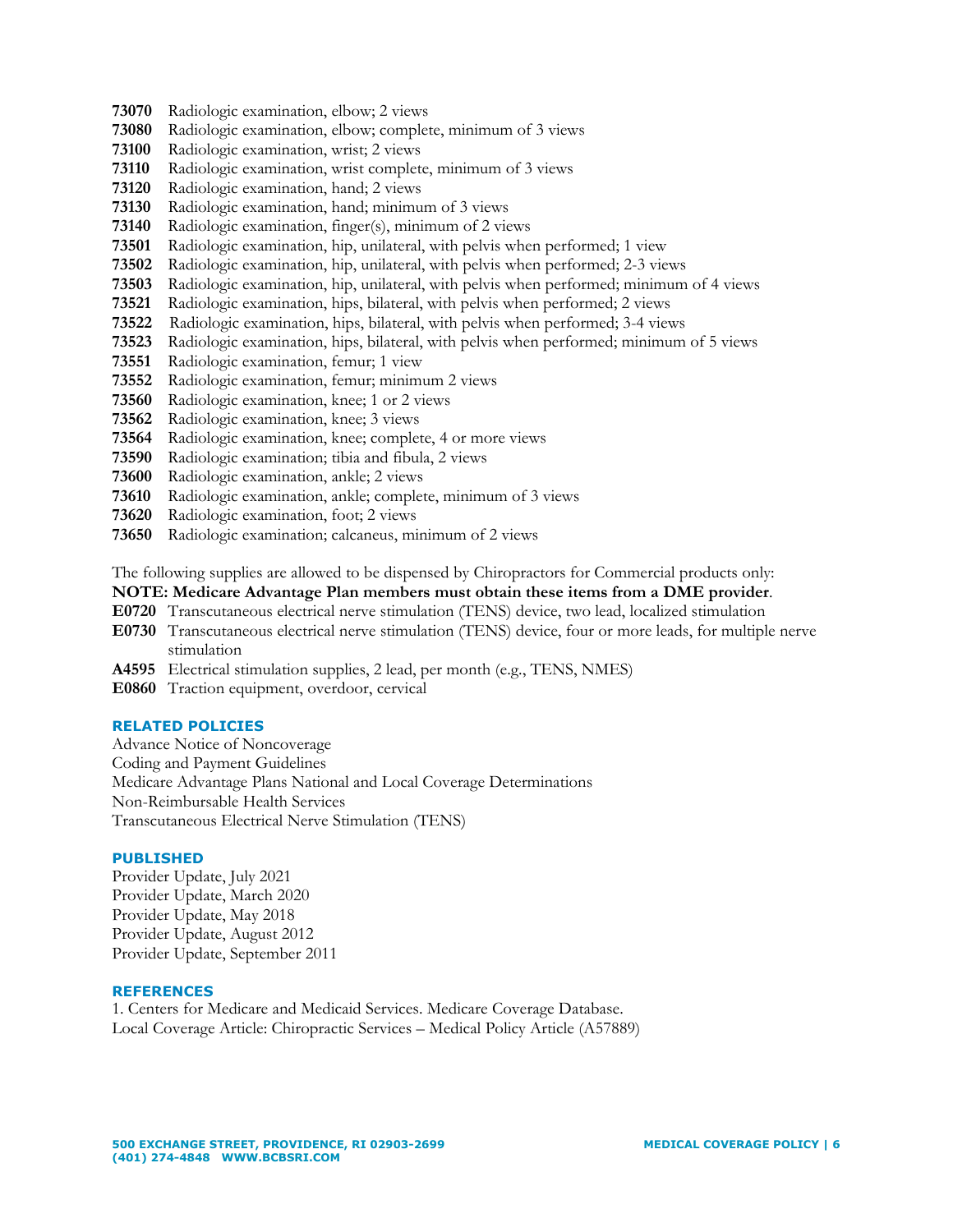**73070** Radiologic examination, elbow; 2 views
**73080** Radiologic examination, elbow; complete, minimum of 3 views
**73100** Radiologic examination, wrist; 2 views
**73110** Radiologic examination, wrist complete, minimum of 3 views
**73120** Radiologic examination, hand; 2 views
**73130** Radiologic examination, hand; minimum of 3 views
**73140** Radiologic examination, finger(s), minimum of 2 views
**73501** Radiologic examination, hip, unilateral, with pelvis when performed; 1 view
**73502** Radiologic examination, hip, unilateral, with pelvis when performed; 2-3 views
**73503** Radiologic examination, hip, unilateral, with pelvis when performed; minimum of 4 views
**73521** Radiologic examination, hips, bilateral, with pelvis when performed; 2 views
**73522** Radiologic examination, hips, bilateral, with pelvis when performed; 3-4 views
**73523** Radiologic examination, hips, bilateral, with pelvis when performed; minimum of 5 views
**73551** Radiologic examination, femur; 1 view
**73552** Radiologic examination, femur; minimum 2 views
**73560** Radiologic examination, knee; 1 or 2 views
**73562** Radiologic examination, knee; 3 views
**73564** Radiologic examination, knee; complete, 4 or more views
**73590** Radiologic examination; tibia and fibula, 2 views
**73600** Radiologic examination, ankle; 2 views
**73610** Radiologic examination, ankle; complete, minimum of 3 views
**73620** Radiologic examination, foot; 2 views
**73650** Radiologic examination; calcaneus, minimum of 2 views

The following supplies are allowed to be dispensed by Chiropractors for Commercial products only:
**NOTE: Medicare Advantage Plan members must obtain these items from a DME provider**.
**E0720** Transcutaneous electrical nerve stimulation (TENS) device, two lead, localized stimulation
**E0730** Transcutaneous electrical nerve stimulation (TENS) device, four or more leads, for multiple nerve stimulation
**A4595** Electrical stimulation supplies, 2 lead, per month (e.g., TENS, NMES)
**E0860** Traction equipment, overdoor, cervical

## RELATED POLICIES

Advance Notice of Noncoverage
Coding and Payment Guidelines
Medicare Advantage Plans National and Local Coverage Determinations
Non-Reimbursable Health Services
Transcutaneous Electrical Nerve Stimulation (TENS)

## PUBLISHED

Provider Update, July 2021
Provider Update, March 2020
Provider Update, May 2018
Provider Update, August 2012
Provider Update, September 2011

## REFERENCES

1. Centers for Medicare and Medicaid Services. Medicare Coverage Database.
Local Coverage Article: Chiropractic Services – Medical Policy Article (A57889)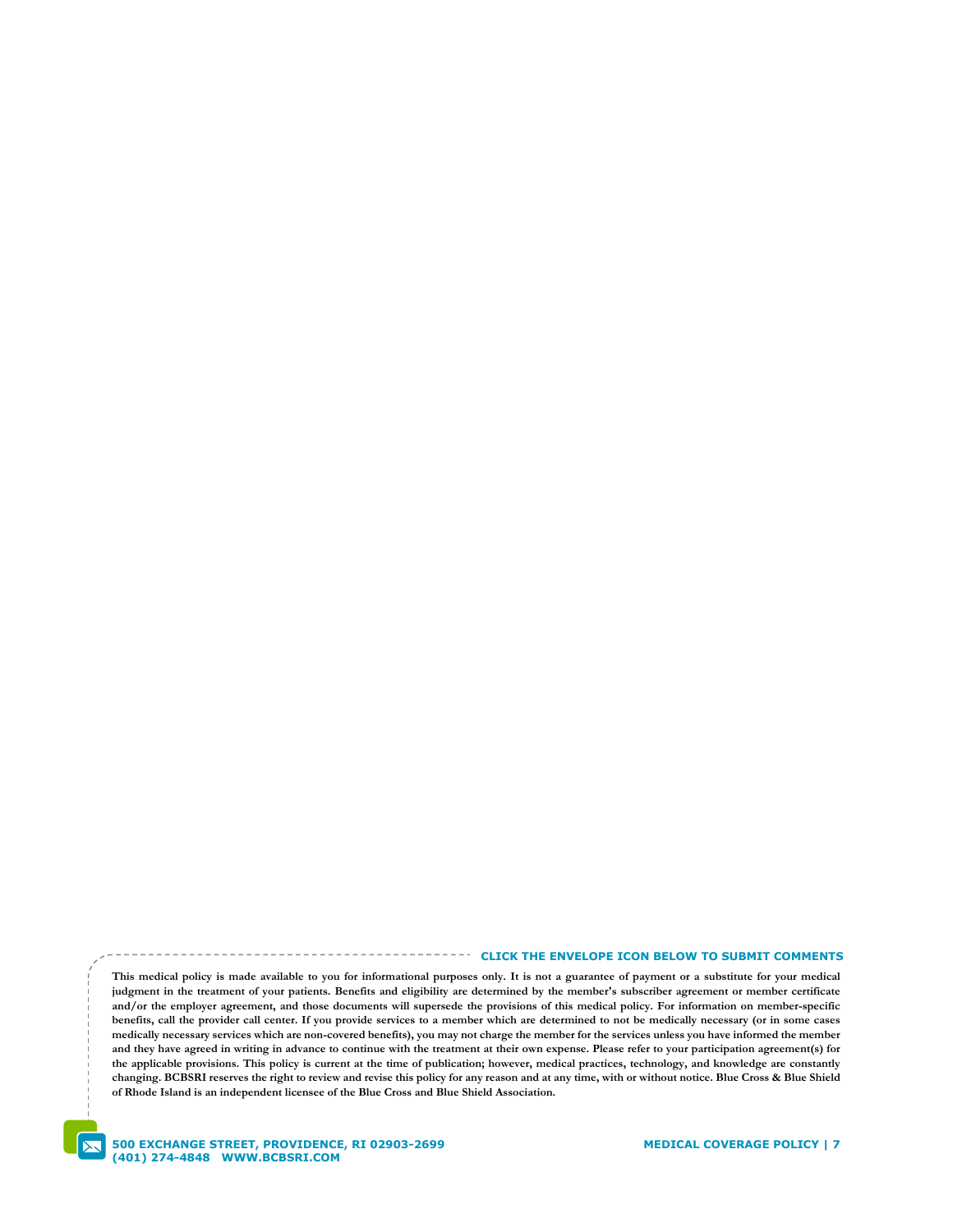CLICK THE ENVELOPE ICON BELOW TO SUBMIT COMMENTS

**This medical policy is made available to you for informational purposes only. It is not a guarantee of payment or a substitute for your medical judgment in the treatment of your patients. Benefits and eligibility are determined by the member's subscriber agreement or member certificate and/or the employer agreement, and those documents will supersede the provisions of this medical policy. For information on member-specific benefits, call the provider call center. If you provide services to a member which are determined to not be medically necessary (or in some cases medically necessary services which are non-covered benefits), you may not charge the member for the services unless you have informed the member and they have agreed in writing in advance to continue with the treatment at their own expense. Please refer to your participation agreement(s) for the applicable provisions. This policy is current at the time of publication; however, medical practices, technology, and knowledge are constantly changing. BCBSRI reserves the right to review and revise this policy for any reason and at any time, with or without notice. Blue Cross & Blue Shield of Rhode Island is an independent licensee of the Blue Cross and Blue Shield Association.**

500 EXCHANGE STREET, PROVIDENCE, RI 02903-2699
(401) 274-4848 WWW.BCBSRI.COM